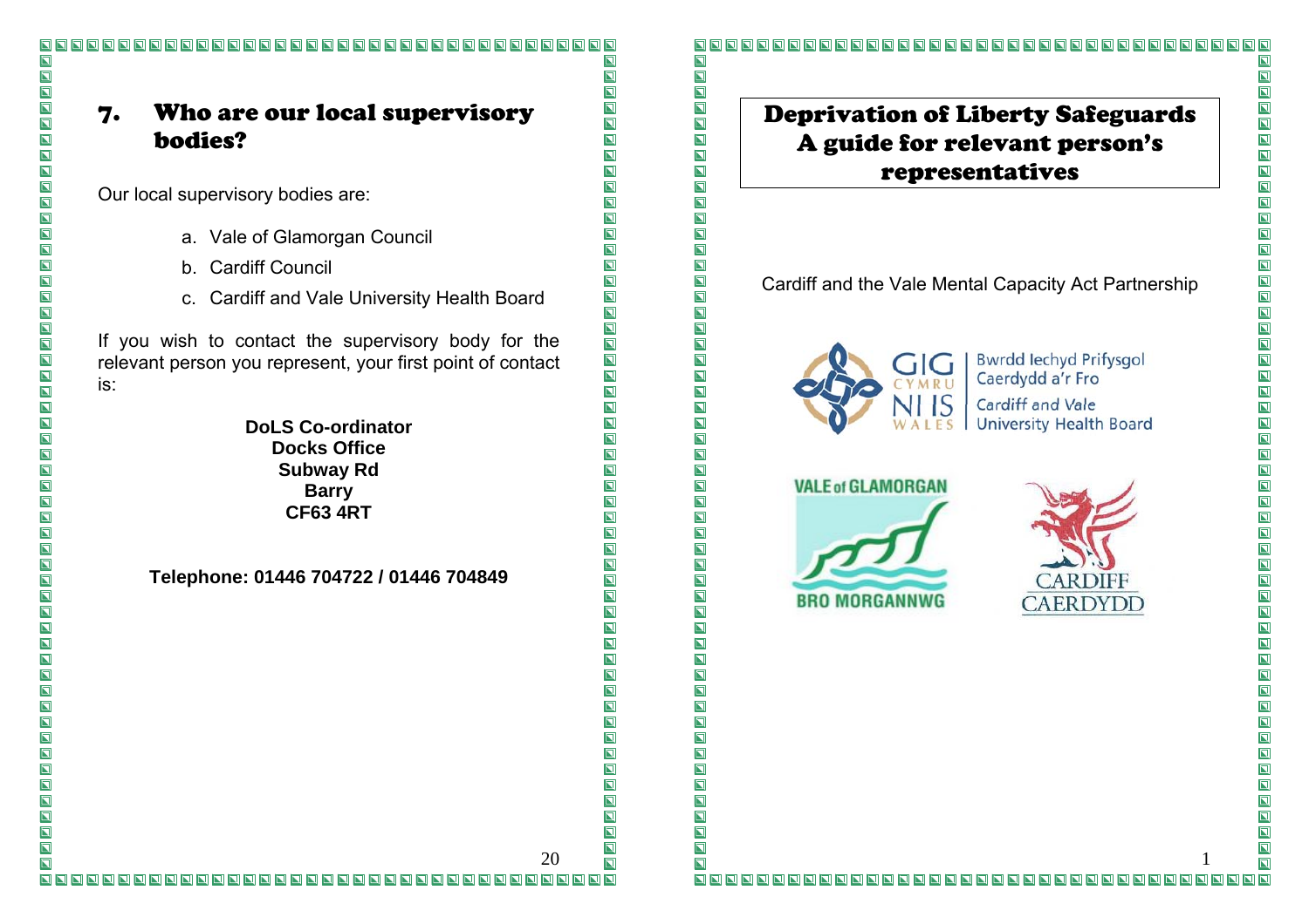## 7. Who are our local supervisory bodies?

Our local supervisory bodies are:

a. Vale of Glamorgan Council
b. Cardiff Council
c. Cardiff and Vale University Health Board

If you wish to contact the supervisory body for the relevant person you represent, your first point of contact is:

**DoLS Co-ordinator**
**Docks Office**
**Subway Rd**
**Barry**
**CF63 4RT**

**Telephone: 01446 704722 / 01446 704849**

# Deprivation of Liberty Safeguards A guide for relevant person's representatives

Cardiff and the Vale Mental Capacity Act Partnership

GIG CYMRU NHS WALES | Bwrdd Iechyd Prifysgol Caerdydd a'r Fro | Cardiff and Vale University Health Board

VALE of GLAMORGAN BRO MORGANNWG

CARDIFF CAERDYDD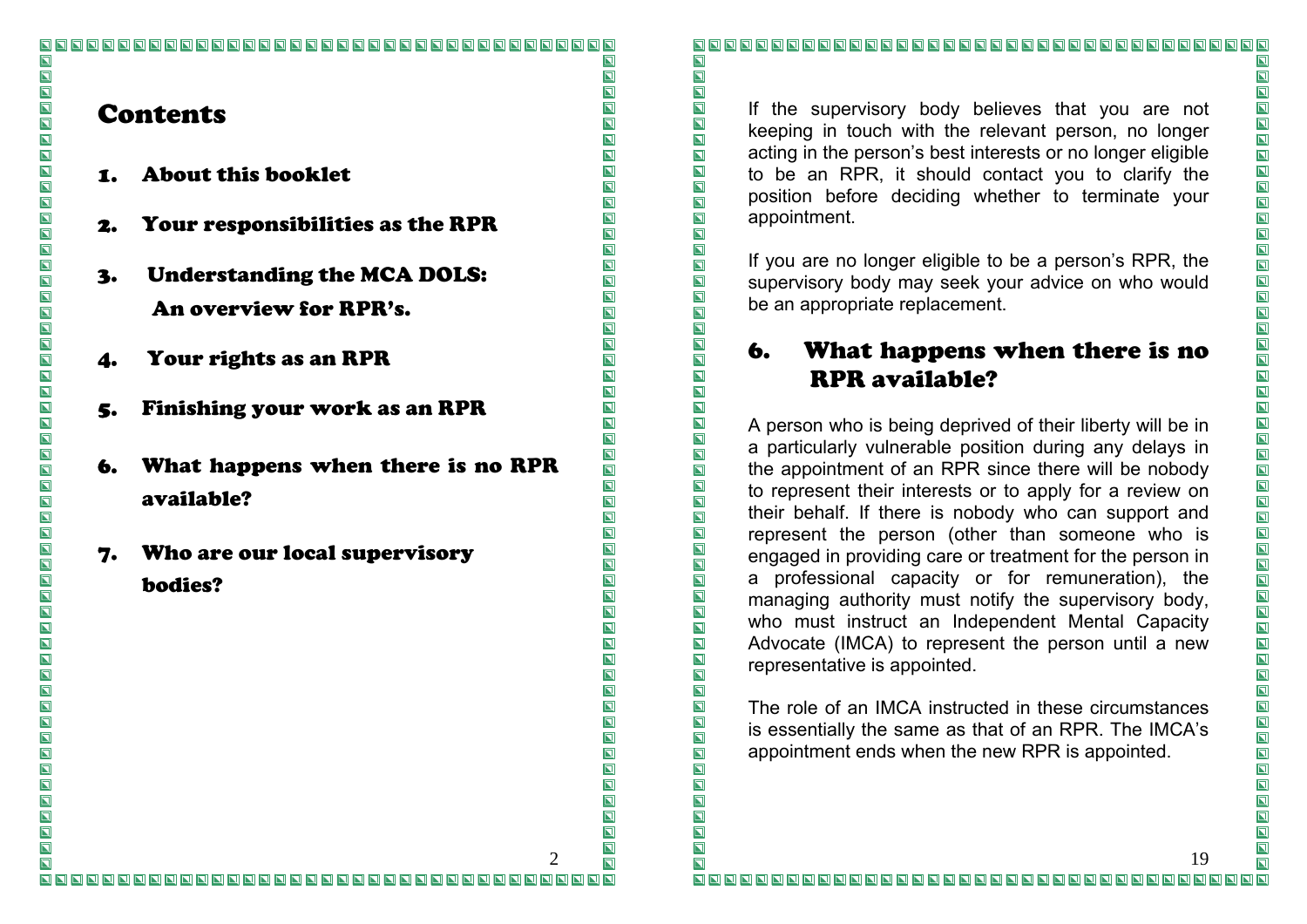# Contents

1. About this booklet
2. Your responsibilities as the RPR
3. Understanding the MCA DOLS: An overview for RPR's.
4. Your rights as an RPR
5. Finishing your work as an RPR
6. What happens when there is no RPR available?
7. Who are our local supervisory bodies?

If the supervisory body believes that you are not keeping in touch with the relevant person, no longer acting in the person's best interests or no longer eligible to be an RPR, it should contact you to clarify the position before deciding whether to terminate your appointment.

If you are no longer eligible to be a person's RPR, the supervisory body may seek your advice on who would be an appropriate replacement.

## 6. What happens when there is no RPR available?

A person who is being deprived of their liberty will be in a particularly vulnerable position during any delays in the appointment of an RPR since there will be nobody to represent their interests or to apply for a review on their behalf. If there is nobody who can support and represent the person (other than someone who is engaged in providing care or treatment for the person in a professional capacity or for remuneration), the managing authority must notify the supervisory body, who must instruct an Independent Mental Capacity Advocate (IMCA) to represent the person until a new representative is appointed.

The role of an IMCA instructed in these circumstances is essentially the same as that of an RPR. The IMCA's appointment ends when the new RPR is appointed.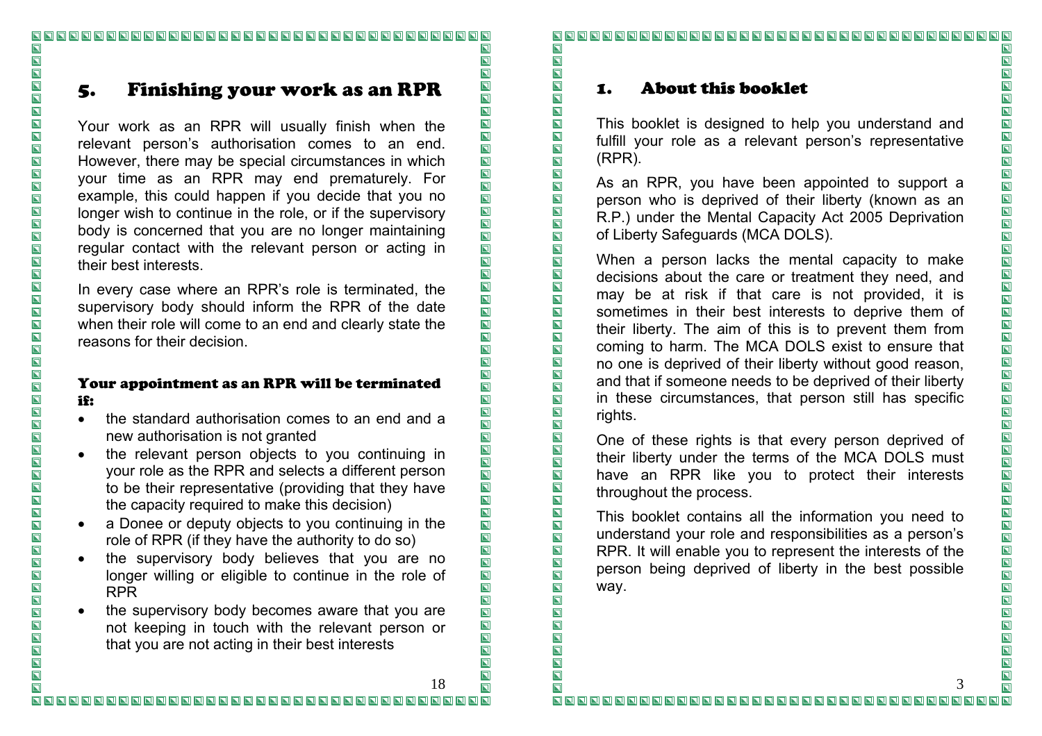## 5. Finishing your work as an RPR

Your work as an RPR will usually finish when the relevant person's authorisation comes to an end. However, there may be special circumstances in which your time as an RPR may end prematurely. For example, this could happen if you decide that you no longer wish to continue in the role, or if the supervisory body is concerned that you are no longer maintaining regular contact with the relevant person or acting in their best interests.

In every case where an RPR's role is terminated, the supervisory body should inform the RPR of the date when their role will come to an end and clearly state the reasons for their decision.

### Your appointment as an RPR will be terminated if:

- the standard authorisation comes to an end and a new authorisation is not granted
- the relevant person objects to you continuing in your role as the RPR and selects a different person to be their representative (providing that they have the capacity required to make this decision)
- a Donee or deputy objects to you continuing in the role of RPR (if they have the authority to do so)
- the supervisory body believes that you are no longer willing or eligible to continue in the role of RPR
- the supervisory body becomes aware that you are not keeping in touch with the relevant person or that you are not acting in their best interests

## 1. About this booklet

This booklet is designed to help you understand and fulfill your role as a relevant person's representative (RPR).

As an RPR, you have been appointed to support a person who is deprived of their liberty (known as an R.P.) under the Mental Capacity Act 2005 Deprivation of Liberty Safeguards (MCA DOLS).

When a person lacks the mental capacity to make decisions about the care or treatment they need, and may be at risk if that care is not provided, it is sometimes in their best interests to deprive them of their liberty. The aim of this is to prevent them from coming to harm. The MCA DOLS exist to ensure that no one is deprived of their liberty without good reason, and that if someone needs to be deprived of their liberty in these circumstances, that person still has specific rights.

One of these rights is that every person deprived of their liberty under the terms of the MCA DOLS must have an RPR like you to protect their interests throughout the process.

This booklet contains all the information you need to understand your role and responsibilities as a person's RPR. It will enable you to represent the interests of the person being deprived of liberty in the best possible way.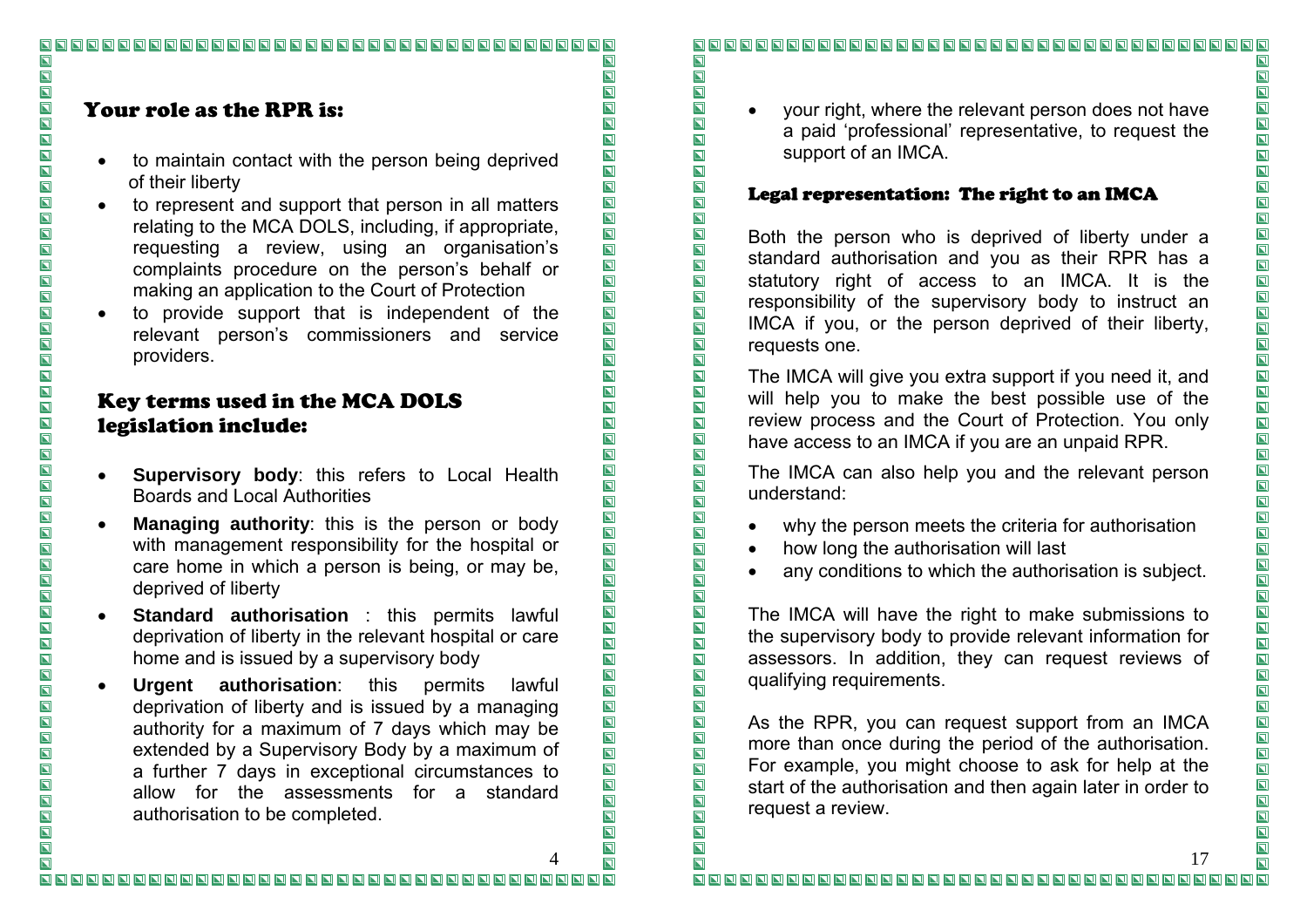## Your role as the RPR is:

- to maintain contact with the person being deprived of their liberty
- to represent and support that person in all matters relating to the MCA DOLS, including, if appropriate, requesting a review, using an organisation's complaints procedure on the person's behalf or making an application to the Court of Protection
- to provide support that is independent of the relevant person's commissioners and service providers.

## Key terms used in the MCA DOLS legislation include:

- **Supervisory body**: this refers to Local Health Boards and Local Authorities
- **Managing authority**: this is the person or body with management responsibility for the hospital or care home in which a person is being, or may be, deprived of liberty
- **Standard authorisation** : this permits lawful deprivation of liberty in the relevant hospital or care home and is issued by a supervisory body
- **Urgent authorisation**: this permits lawful deprivation of liberty and is issued by a managing authority for a maximum of 7 days which may be extended by a Supervisory Body by a maximum of a further 7 days in exceptional circumstances to allow for the assessments for a standard authorisation to be completed.

- your right, where the relevant person does not have a paid 'professional' representative, to request the support of an IMCA.

### Legal representation: The right to an IMCA

Both the person who is deprived of liberty under a standard authorisation and you as their RPR has a statutory right of access to an IMCA. It is the responsibility of the supervisory body to instruct an IMCA if you, or the person deprived of their liberty, requests one.

The IMCA will give you extra support if you need it, and will help you to make the best possible use of the review process and the Court of Protection. You only have access to an IMCA if you are an unpaid RPR.

The IMCA can also help you and the relevant person understand:

- why the person meets the criteria for authorisation
- how long the authorisation will last
- any conditions to which the authorisation is subject.

The IMCA will have the right to make submissions to the supervisory body to provide relevant information for assessors. In addition, they can request reviews of qualifying requirements.

As the RPR, you can request support from an IMCA more than once during the period of the authorisation. For example, you might choose to ask for help at the start of the authorisation and then again later in order to request a review.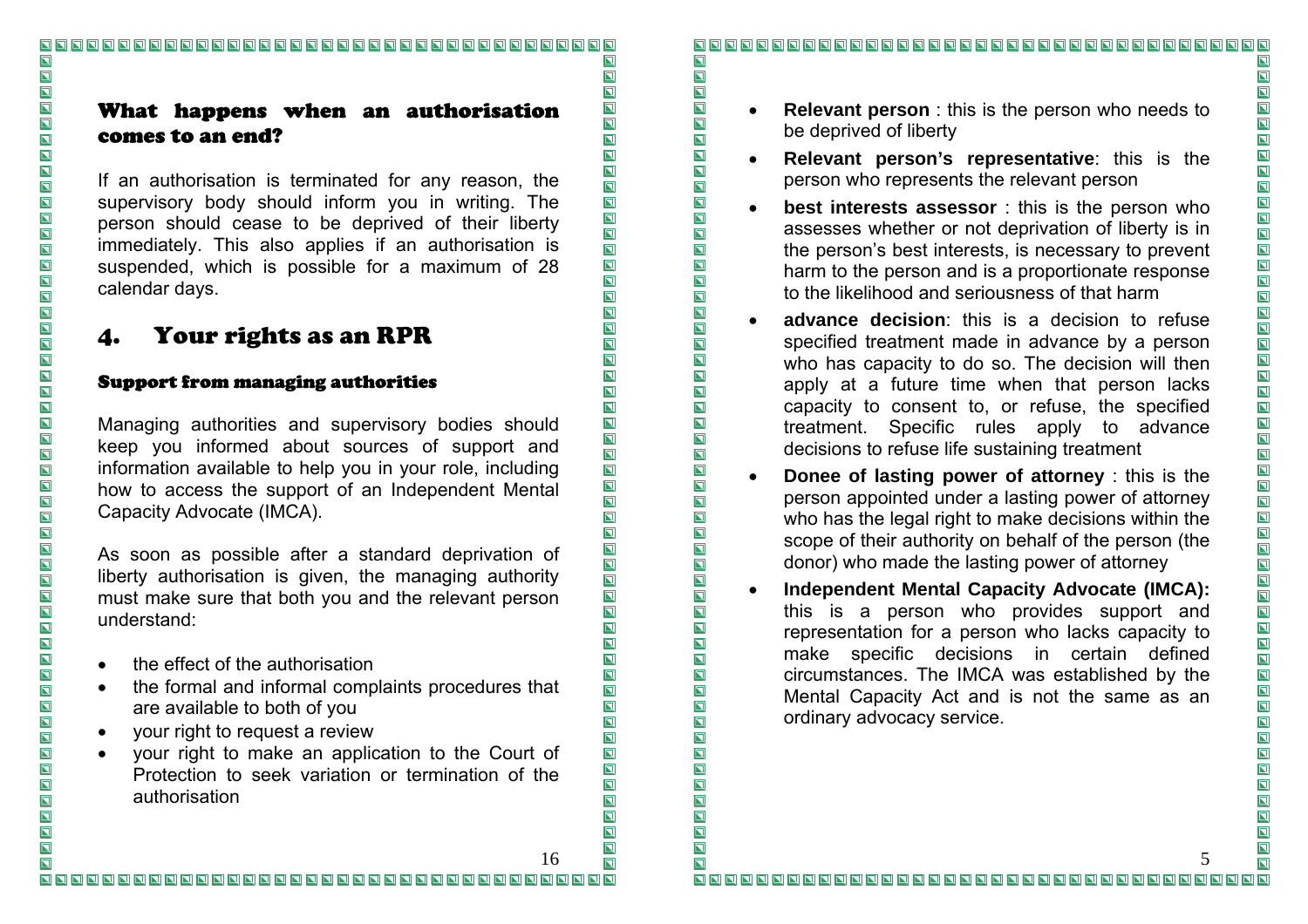## What happens when an authorisation comes to an end?

If an authorisation is terminated for any reason, the supervisory body should inform you in writing. The person should cease to be deprived of their liberty immediately. This also applies if an authorisation is suspended, which is possible for a maximum of 28 calendar days.

# 4. Your rights as an RPR

### Support from managing authorities

Managing authorities and supervisory bodies should keep you informed about sources of support and information available to help you in your role, including how to access the support of an Independent Mental Capacity Advocate (IMCA).

As soon as possible after a standard deprivation of liberty authorisation is given, the managing authority must make sure that both you and the relevant person understand:

- the effect of the authorisation
- the formal and informal complaints procedures that are available to both of you
- your right to request a review
- your right to make an application to the Court of Protection to seek variation or termination of the authorisation

- **Relevant person** : this is the person who needs to be deprived of liberty
- **Relevant person's representative**: this is the person who represents the relevant person
- **best interests assessor** : this is the person who assesses whether or not deprivation of liberty is in the person's best interests, is necessary to prevent harm to the person and is a proportionate response to the likelihood and seriousness of that harm
- **advance decision**: this is a decision to refuse specified treatment made in advance by a person who has capacity to do so. The decision will then apply at a future time when that person lacks capacity to consent to, or refuse, the specified treatment. Specific rules apply to advance decisions to refuse life sustaining treatment
- **Donee of lasting power of attorney** : this is the person appointed under a lasting power of attorney who has the legal right to make decisions within the scope of their authority on behalf of the person (the donor) who made the lasting power of attorney
- **Independent Mental Capacity Advocate (IMCA):** this is a person who provides support and representation for a person who lacks capacity to make specific decisions in certain defined circumstances. The IMCA was established by the Mental Capacity Act and is not the same as an ordinary advocacy service.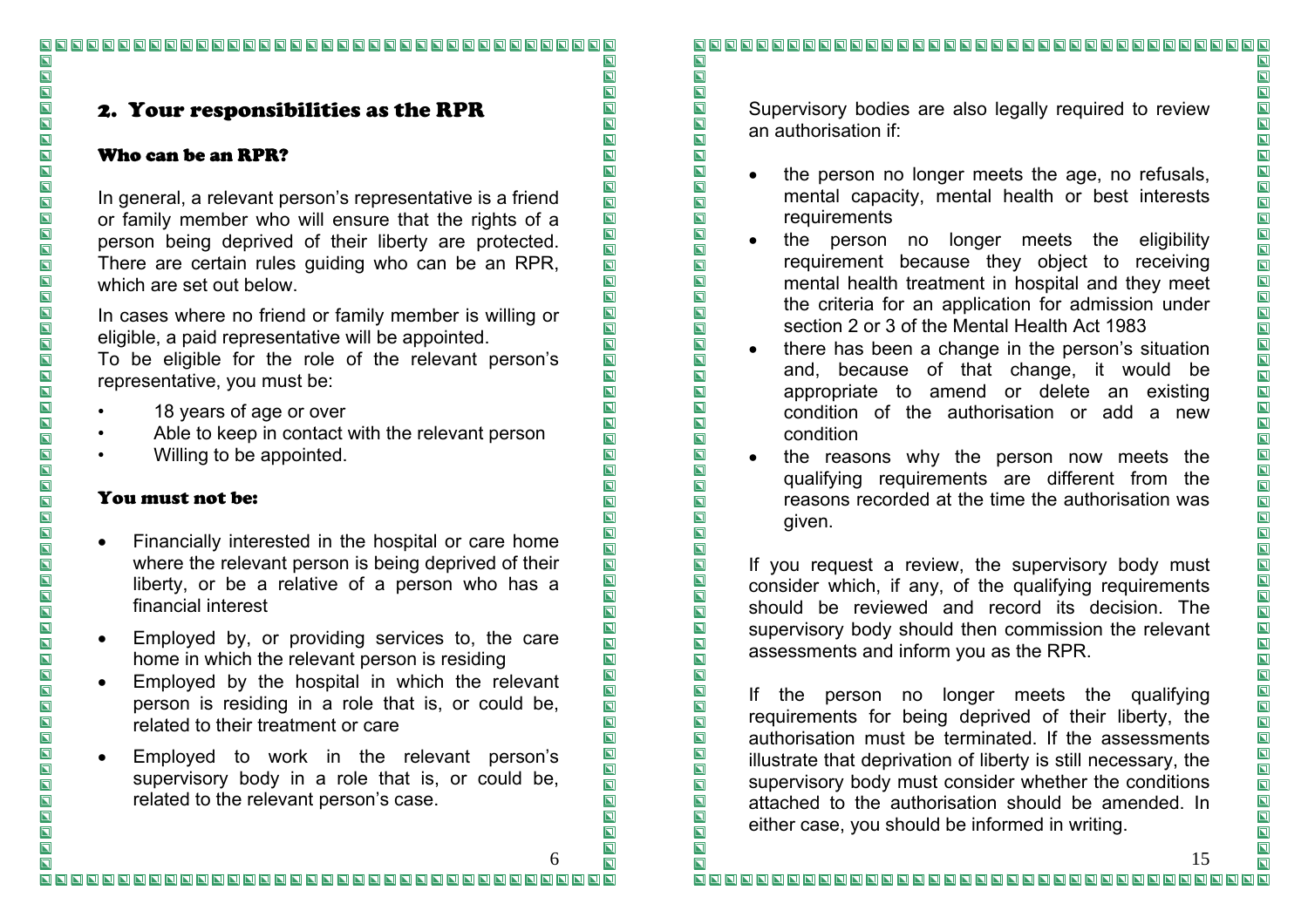## 2. Your responsibilities as the RPR

### Who can be an RPR?

In general, a relevant person's representative is a friend or family member who will ensure that the rights of a person being deprived of their liberty are protected. There are certain rules guiding who can be an RPR, which are set out below.

In cases where no friend or family member is willing or eligible, a paid representative will be appointed.
To be eligible for the role of the relevant person's representative, you must be:

- 18 years of age or over
- Able to keep in contact with the relevant person
- Willing to be appointed.

### You must not be:

- Financially interested in the hospital or care home where the relevant person is being deprived of their liberty, or be a relative of a person who has a financial interest
- Employed by, or providing services to, the care home in which the relevant person is residing
- Employed by the hospital in which the relevant person is residing in a role that is, or could be, related to their treatment or care
- Employed to work in the relevant person's supervisory body in a role that is, or could be, related to the relevant person's case.

Supervisory bodies are also legally required to review an authorisation if:

- the person no longer meets the age, no refusals, mental capacity, mental health or best interests requirements
- the person no longer meets the eligibility requirement because they object to receiving mental health treatment in hospital and they meet the criteria for an application for admission under section 2 or 3 of the Mental Health Act 1983
- there has been a change in the person's situation and, because of that change, it would be appropriate to amend or delete an existing condition of the authorisation or add a new condition
- the reasons why the person now meets the qualifying requirements are different from the reasons recorded at the time the authorisation was given.

If you request a review, the supervisory body must consider which, if any, of the qualifying requirements should be reviewed and record its decision. The supervisory body should then commission the relevant assessments and inform you as the RPR.

If the person no longer meets the qualifying requirements for being deprived of their liberty, the authorisation must be terminated. If the assessments illustrate that deprivation of liberty is still necessary, the supervisory body must consider whether the conditions attached to the authorisation should be amended. In either case, you should be informed in writing.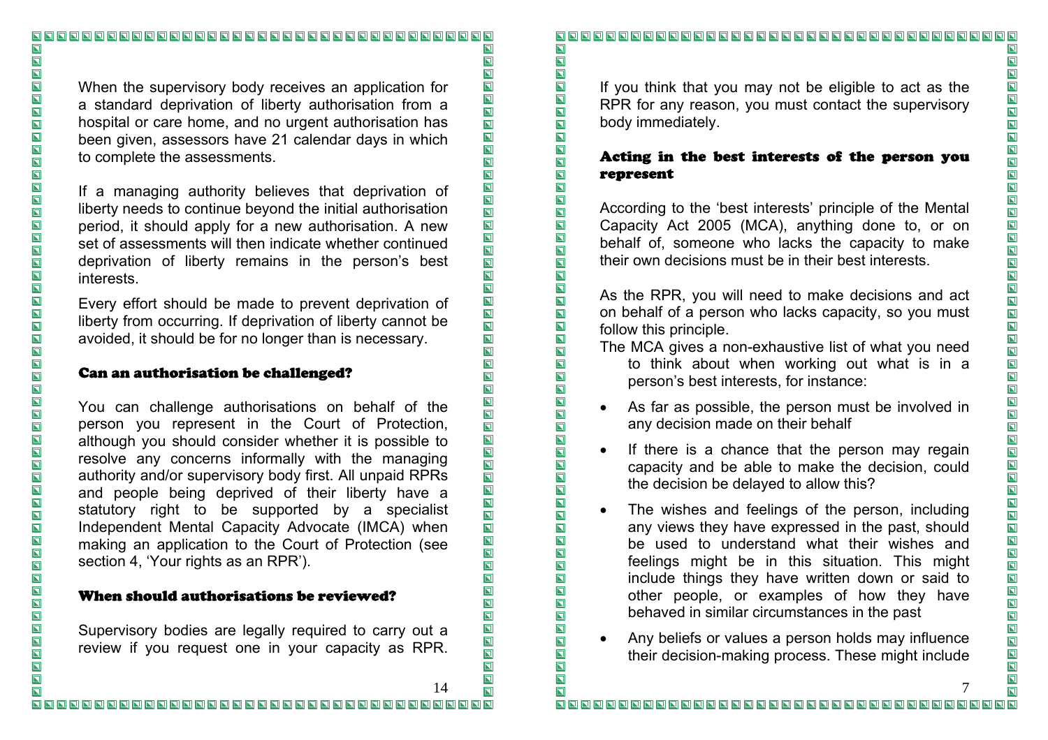When the supervisory body receives an application for a standard deprivation of liberty authorisation from a hospital or care home, and no urgent authorisation has been given, assessors have 21 calendar days in which to complete the assessments.

If a managing authority believes that deprivation of liberty needs to continue beyond the initial authorisation period, it should apply for a new authorisation. A new set of assessments will then indicate whether continued deprivation of liberty remains in the person's best interests.

Every effort should be made to prevent deprivation of liberty from occurring. If deprivation of liberty cannot be avoided, it should be for no longer than is necessary.

### Can an authorisation be challenged?

You can challenge authorisations on behalf of the person you represent in the Court of Protection, although you should consider whether it is possible to resolve any concerns informally with the managing authority and/or supervisory body first. All unpaid RPRs and people being deprived of their liberty have a statutory right to be supported by a specialist Independent Mental Capacity Advocate (IMCA) when making an application to the Court of Protection (see section 4, 'Your rights as an RPR').

### When should authorisations be reviewed?

Supervisory bodies are legally required to carry out a review if you request one in your capacity as RPR.

If you think that you may not be eligible to act as the RPR for any reason, you must contact the supervisory body immediately.

### Acting in the best interests of the person you represent

According to the 'best interests' principle of the Mental Capacity Act 2005 (MCA), anything done to, or on behalf of, someone who lacks the capacity to make their own decisions must be in their best interests.

As the RPR, you will need to make decisions and act on behalf of a person who lacks capacity, so you must follow this principle.

The MCA gives a non-exhaustive list of what you need to think about when working out what is in a person's best interests, for instance:

- As far as possible, the person must be involved in any decision made on their behalf
- If there is a chance that the person may regain capacity and be able to make the decision, could the decision be delayed to allow this?
- The wishes and feelings of the person, including any views they have expressed in the past, should be used to understand what their wishes and feelings might be in this situation. This might include things they have written down or said to other people, or examples of how they have behaved in similar circumstances in the past
- Any beliefs or values a person holds may influence their decision-making process. These might include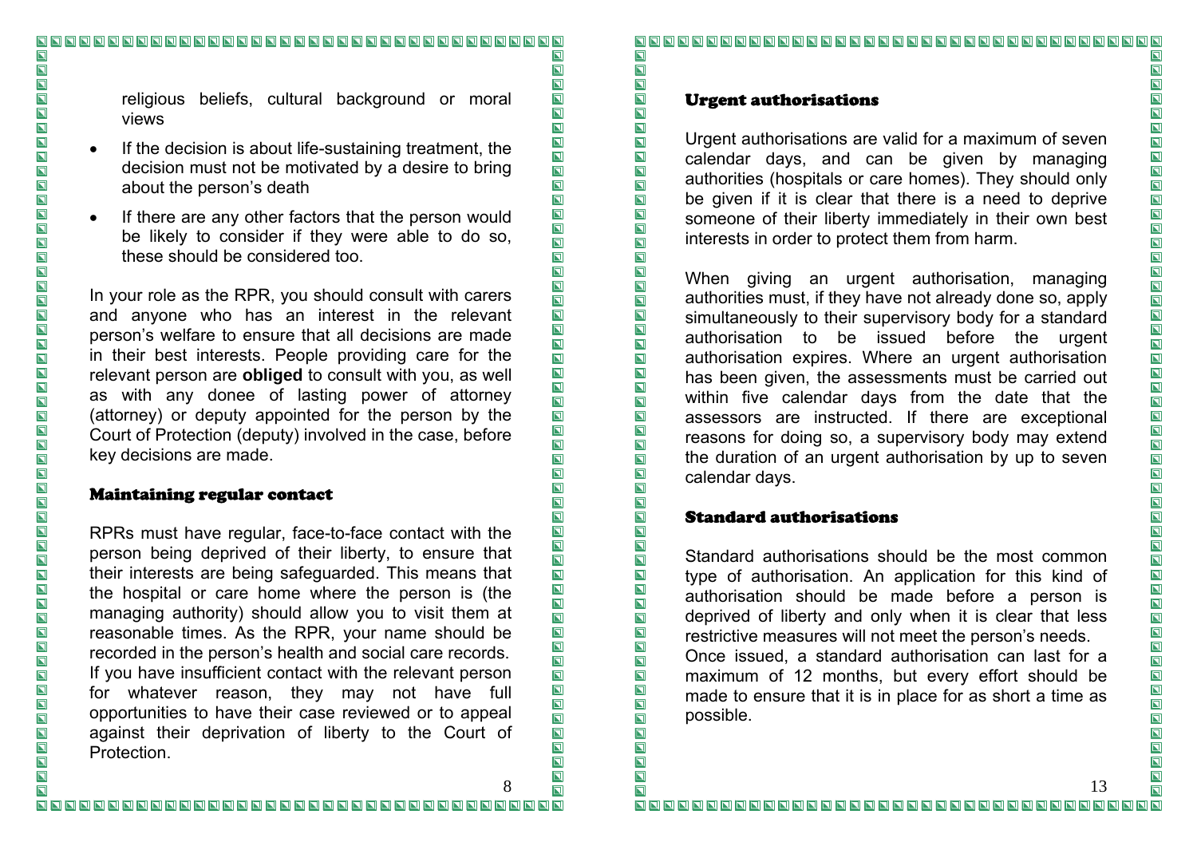religious beliefs, cultural background or moral views

- If the decision is about life-sustaining treatment, the decision must not be motivated by a desire to bring about the person's death
- If there are any other factors that the person would be likely to consider if they were able to do so, these should be considered too.

In your role as the RPR, you should consult with carers and anyone who has an interest in the relevant person's welfare to ensure that all decisions are made in their best interests. People providing care for the relevant person are **obliged** to consult with you, as well as with any donee of lasting power of attorney (attorney) or deputy appointed for the person by the Court of Protection (deputy) involved in the case, before key decisions are made.

## Maintaining regular contact

RPRs must have regular, face-to-face contact with the person being deprived of their liberty, to ensure that their interests are being safeguarded. This means that the hospital or care home where the person is (the managing authority) should allow you to visit them at reasonable times. As the RPR, your name should be recorded in the person's health and social care records. If you have insufficient contact with the relevant person for whatever reason, they may not have full opportunities to have their case reviewed or to appeal against their deprivation of liberty to the Court of Protection.

## Urgent authorisations

Urgent authorisations are valid for a maximum of seven calendar days, and can be given by managing authorities (hospitals or care homes). They should only be given if it is clear that there is a need to deprive someone of their liberty immediately in their own best interests in order to protect them from harm.

When giving an urgent authorisation, managing authorities must, if they have not already done so, apply simultaneously to their supervisory body for a standard authorisation to be issued before the urgent authorisation expires. Where an urgent authorisation has been given, the assessments must be carried out within five calendar days from the date that the assessors are instructed. If there are exceptional reasons for doing so, a supervisory body may extend the duration of an urgent authorisation by up to seven calendar days.

## Standard authorisations

Standard authorisations should be the most common type of authorisation. An application for this kind of authorisation should be made before a person is deprived of liberty and only when it is clear that less restrictive measures will not meet the person's needs.
Once issued, a standard authorisation can last for a maximum of 12 months, but every effort should be made to ensure that it is in place for as short a time as possible.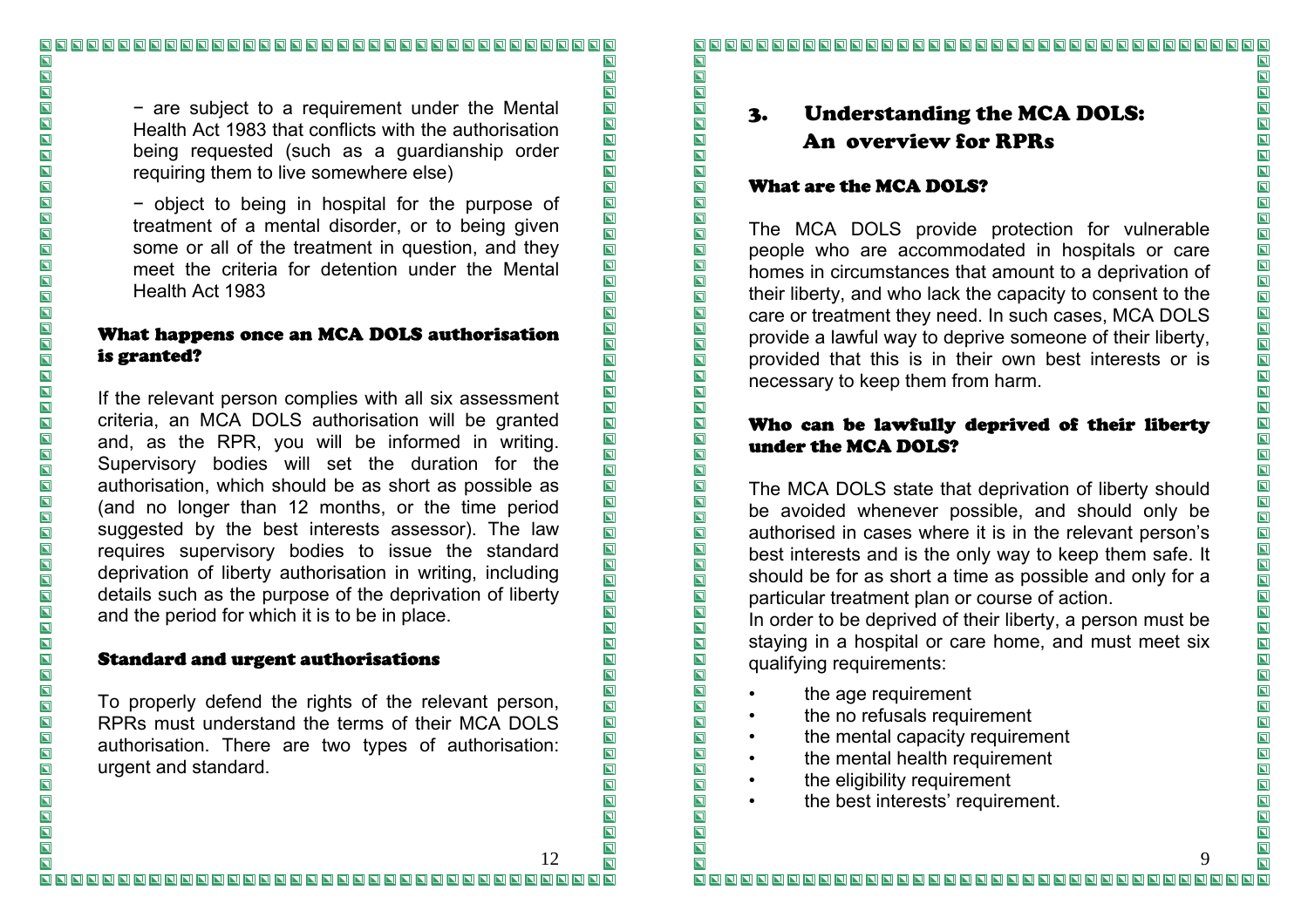− are subject to a requirement under the Mental Health Act 1983 that conflicts with the authorisation being requested (such as a guardianship order requiring them to live somewhere else)

− object to being in hospital for the purpose of treatment of a mental disorder, or to being given some or all of the treatment in question, and they meet the criteria for detention under the Mental Health Act 1983

### What happens once an MCA DOLS authorisation is granted?

If the relevant person complies with all six assessment criteria, an MCA DOLS authorisation will be granted and, as the RPR, you will be informed in writing. Supervisory bodies will set the duration for the authorisation, which should be as short as possible as (and no longer than 12 months, or the time period suggested by the best interests assessor). The law requires supervisory bodies to issue the standard deprivation of liberty authorisation in writing, including details such as the purpose of the deprivation of liberty and the period for which it is to be in place.

### Standard and urgent authorisations

To properly defend the rights of the relevant person, RPRs must understand the terms of their MCA DOLS authorisation. There are two types of authorisation: urgent and standard.

## 3. Understanding the MCA DOLS: An overview for RPRs

### What are the MCA DOLS?

The MCA DOLS provide protection for vulnerable people who are accommodated in hospitals or care homes in circumstances that amount to a deprivation of their liberty, and who lack the capacity to consent to the care or treatment they need. In such cases, MCA DOLS provide a lawful way to deprive someone of their liberty, provided that this is in their own best interests or is necessary to keep them from harm.

### Who can be lawfully deprived of their liberty under the MCA DOLS?

The MCA DOLS state that deprivation of liberty should be avoided whenever possible, and should only be authorised in cases where it is in the relevant person's best interests and is the only way to keep them safe. It should be for as short a time as possible and only for a particular treatment plan or course of action.

In order to be deprived of their liberty, a person must be staying in a hospital or care home, and must meet six qualifying requirements:

- the age requirement
- the no refusals requirement
- the mental capacity requirement
- the mental health requirement
- the eligibility requirement
- the best interests' requirement.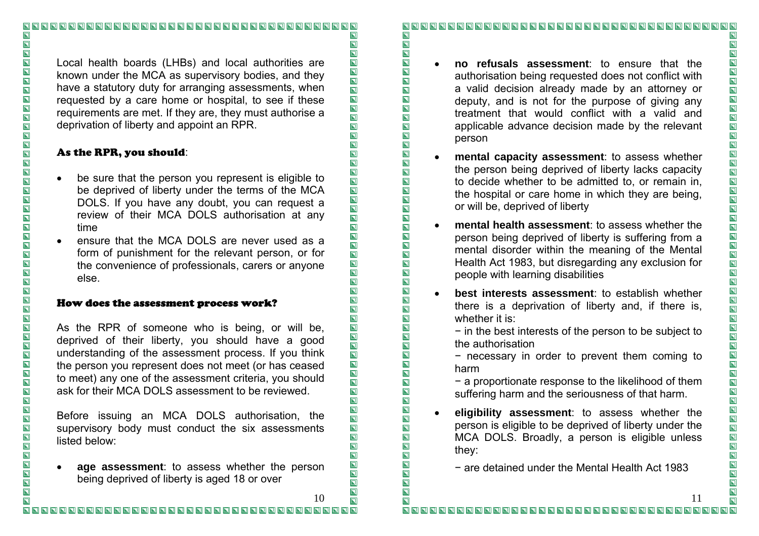Local health boards (LHBs) and local authorities are known under the MCA as supervisory bodies, and they have a statutory duty for arranging assessments, when requested by a care home or hospital, to see if these requirements are met. If they are, they must authorise a deprivation of liberty and appoint an RPR.

### As the RPR, you should:

- be sure that the person you represent is eligible to be deprived of liberty under the terms of the MCA DOLS. If you have any doubt, you can request a review of their MCA DOLS authorisation at any time
- ensure that the MCA DOLS are never used as a form of punishment for the relevant person, or for the convenience of professionals, carers or anyone else.

### How does the assessment process work?

As the RPR of someone who is being, or will be, deprived of their liberty, you should have a good understanding of the assessment process. If you think the person you represent does not meet (or has ceased to meet) any one of the assessment criteria, you should ask for their MCA DOLS assessment to be reviewed.

Before issuing an MCA DOLS authorisation, the supervisory body must conduct the six assessments listed below:

- **age assessment**: to assess whether the person being deprived of liberty is aged 18 or over
- **no refusals assessment**: to ensure that the authorisation being requested does not conflict with a valid decision already made by an attorney or deputy, and is not for the purpose of giving any treatment that would conflict with a valid and applicable advance decision made by the relevant person
- **mental capacity assessment**: to assess whether the person being deprived of liberty lacks capacity to decide whether to be admitted to, or remain in, the hospital or care home in which they are being, or will be, deprived of liberty
- **mental health assessment**: to assess whether the person being deprived of liberty is suffering from a mental disorder within the meaning of the Mental Health Act 1983, but disregarding any exclusion for people with learning disabilities
- **best interests assessment**: to establish whether there is a deprivation of liberty and, if there is, whether it is:

  − in the best interests of the person to be subject to the authorisation

  − necessary in order to prevent them coming to harm

  − a proportionate response to the likelihood of them suffering harm and the seriousness of that harm.
- **eligibility assessment**: to assess whether the person is eligible to be deprived of liberty under the MCA DOLS. Broadly, a person is eligible unless they:

  − are detained under the Mental Health Act 1983